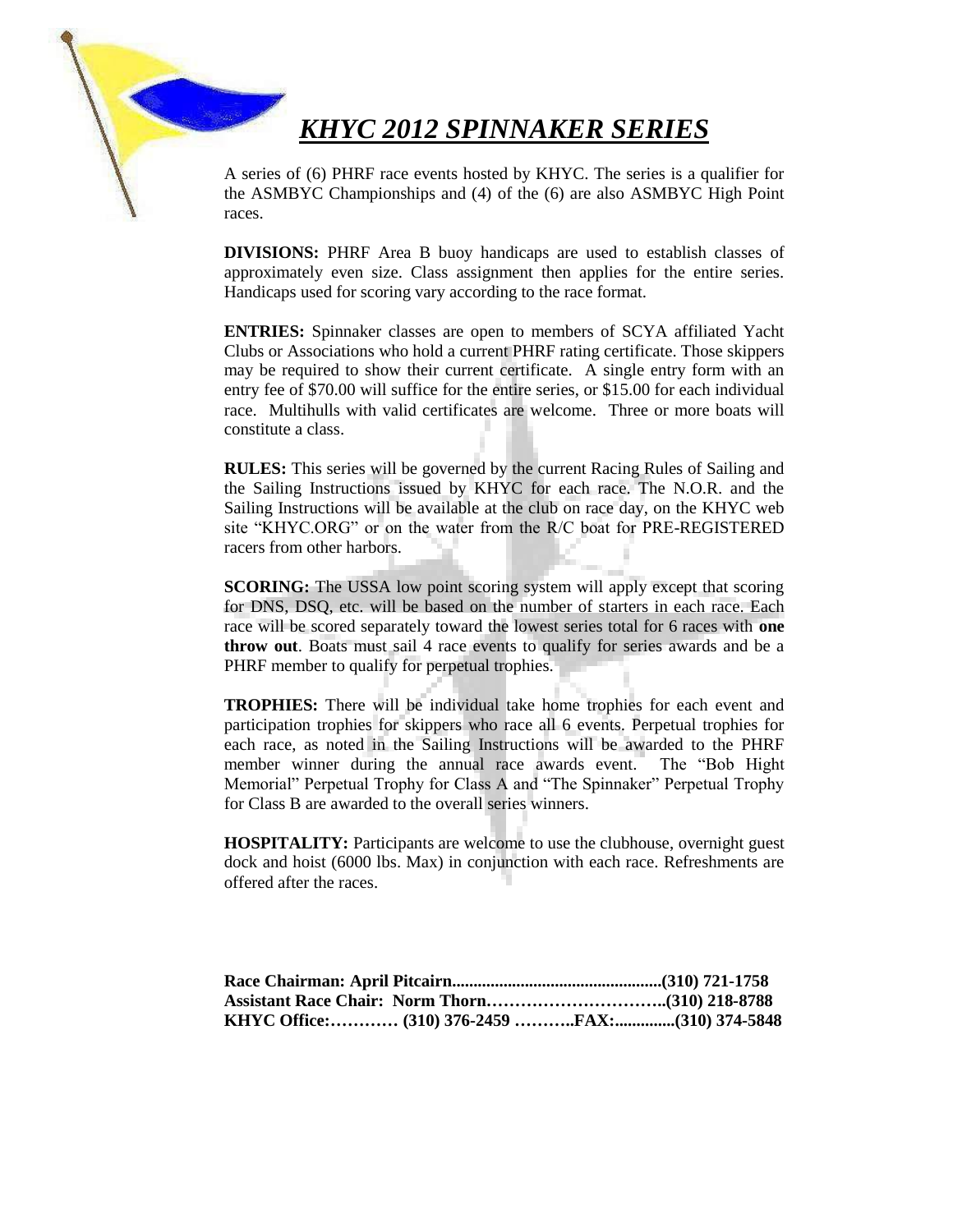# ***KHYC 2012 SPINNAKER SERIES***

A series of (6) PHRF race events hosted by KHYC. The series is a qualifier for the ASMBYC Championships and (4) of the (6) are also ASMBYC High Point races.

**DIVISIONS:** PHRF Area B buoy handicaps are used to establish classes of approximately even size. Class assignment then applies for the entire series. Handicaps used for scoring vary according to the race format.

**ENTRIES:** Spinnaker classes are open to members of SCYA affiliated Yacht Clubs or Associations who hold a current PHRF rating certificate. Those skippers may be required to show their current certificate. A single entry form with an entry fee of $70.00 will suffice for the entire series, or $15.00 for each individual race. Multihulls with valid certificates are welcome. Three or more boats will constitute a class.

**RULES:** This series will be governed by the current Racing Rules of Sailing and the Sailing Instructions issued by KHYC for each race. The N.O.R. and the Sailing Instructions will be available at the club on race day, on the KHYC web site "KHYC.ORG" or on the water from the R/C boat for PRE-REGISTERED racers from other harbors.

**SCORING:** The USSA low point scoring system will apply except that scoring for DNS, DSQ, etc. will be based on the number of starters in each race. Each race will be scored separately toward the lowest series total for 6 races with **one throw out**. Boats must sail 4 race events to qualify for series awards and be a PHRF member to qualify for perpetual trophies.

**TROPHIES:** There will be individual take home trophies for each event and participation trophies for skippers who race all 6 events. Perpetual trophies for each race, as noted in the Sailing Instructions will be awarded to the PHRF member winner during the annual race awards event. The "Bob Hight Memorial" Perpetual Trophy for Class A and "The Spinnaker" Perpetual Trophy for Class B are awarded to the overall series winners.

**HOSPITALITY:** Participants are welcome to use the clubhouse, overnight guest dock and hoist (6000 lbs. Max) in conjunction with each race. Refreshments are offered after the races.

**Race Chairman: April Pitcairn................................................(310) 721-1758**
**Assistant Race Chair: Norm Thorn………………………..(310) 218-8788**
**KHYC Office:………… (310) 376-2459 ………..FAX:.............(310) 374-5848**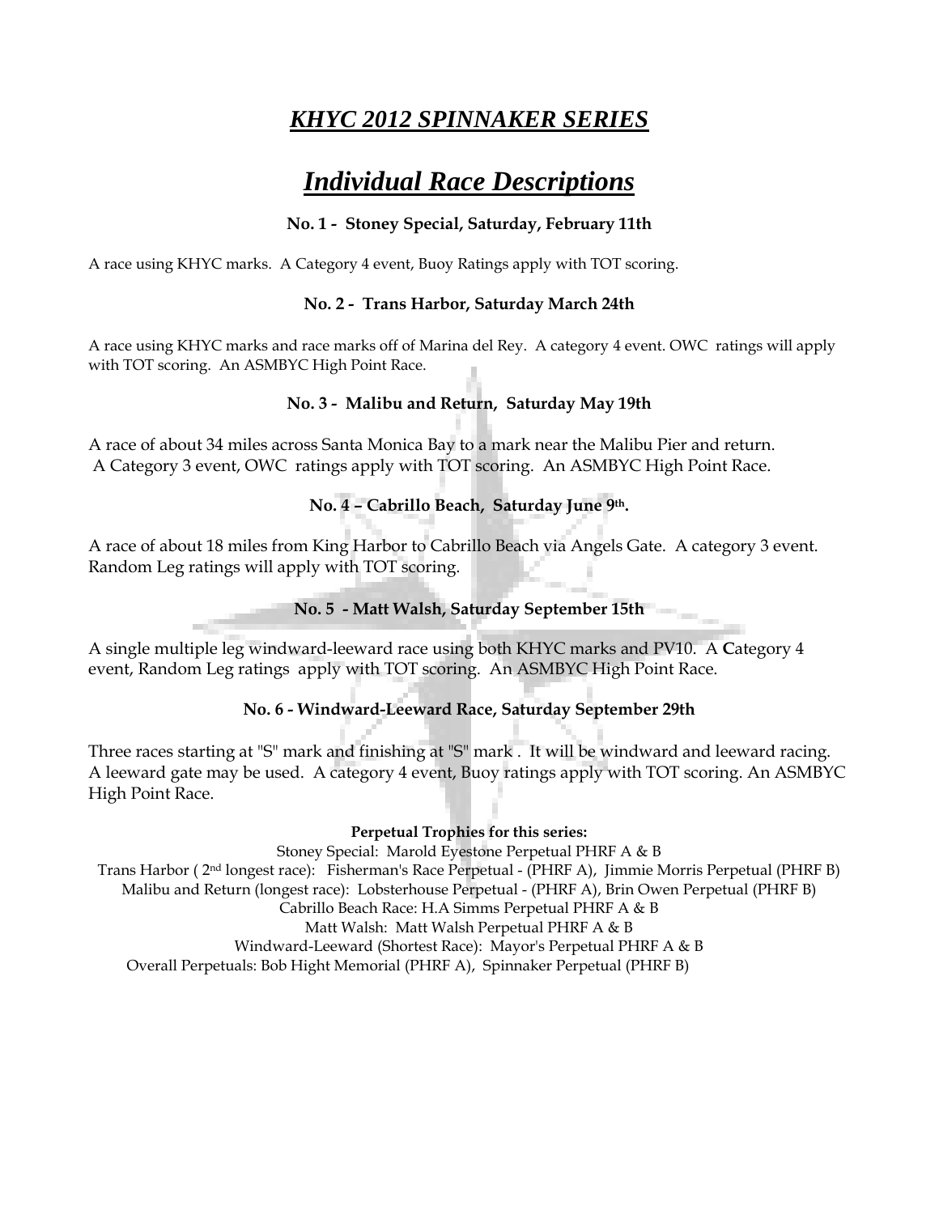# ***KHYC 2012 SPINNAKER SERIES***

# ***Individual Race Descriptions***

**No. 1 - Stoney Special, Saturday, February 11th**

A race using KHYC marks. A Category 4 event, Buoy Ratings apply with TOT scoring.

**No. 2 - Trans Harbor, Saturday March 24th**

A race using KHYC marks and race marks off of Marina del Rey. A category 4 event. OWC ratings will apply with TOT scoring. An ASMBYC High Point Race.

**No. 3 - Malibu and Return, Saturday May 19th**

A race of about 34 miles across Santa Monica Bay to a mark near the Malibu Pier and return. A Category 3 event, OWC ratings apply with TOT scoring. An ASMBYC High Point Race.

**No. 4 – Cabrillo Beach, Saturday June 9th.**

A race of about 18 miles from King Harbor to Cabrillo Beach via Angels Gate. A category 3 event. Random Leg ratings will apply with TOT scoring.

**No. 5 - Matt Walsh, Saturday September 15th**

A single multiple leg windward-leeward race using both KHYC marks and PV10. A **C**ategory 4 event, Random Leg ratings apply with TOT scoring. An ASMBYC High Point Race.

**No. 6 - Windward-Leeward Race, Saturday September 29th**

Three races starting at "S" mark and finishing at "S" mark . It will be windward and leeward racing. A leeward gate may be used. A category 4 event, Buoy ratings apply with TOT scoring. An ASMBYC High Point Race.

**Perpetual Trophies for this series:**

Stoney Special: Marold Eyestone Perpetual PHRF A & B

Trans Harbor ( 2nd longest race): Fisherman's Race Perpetual - (PHRF A), Jimmie Morris Perpetual (PHRF B)

Malibu and Return (longest race): Lobsterhouse Perpetual - (PHRF A), Brin Owen Perpetual (PHRF B)

Cabrillo Beach Race: H.A Simms Perpetual PHRF A & B

Matt Walsh: Matt Walsh Perpetual PHRF A & B

Windward-Leeward (Shortest Race): Mayor's Perpetual PHRF A & B

Overall Perpetuals: Bob Hight Memorial (PHRF A), Spinnaker Perpetual (PHRF B)